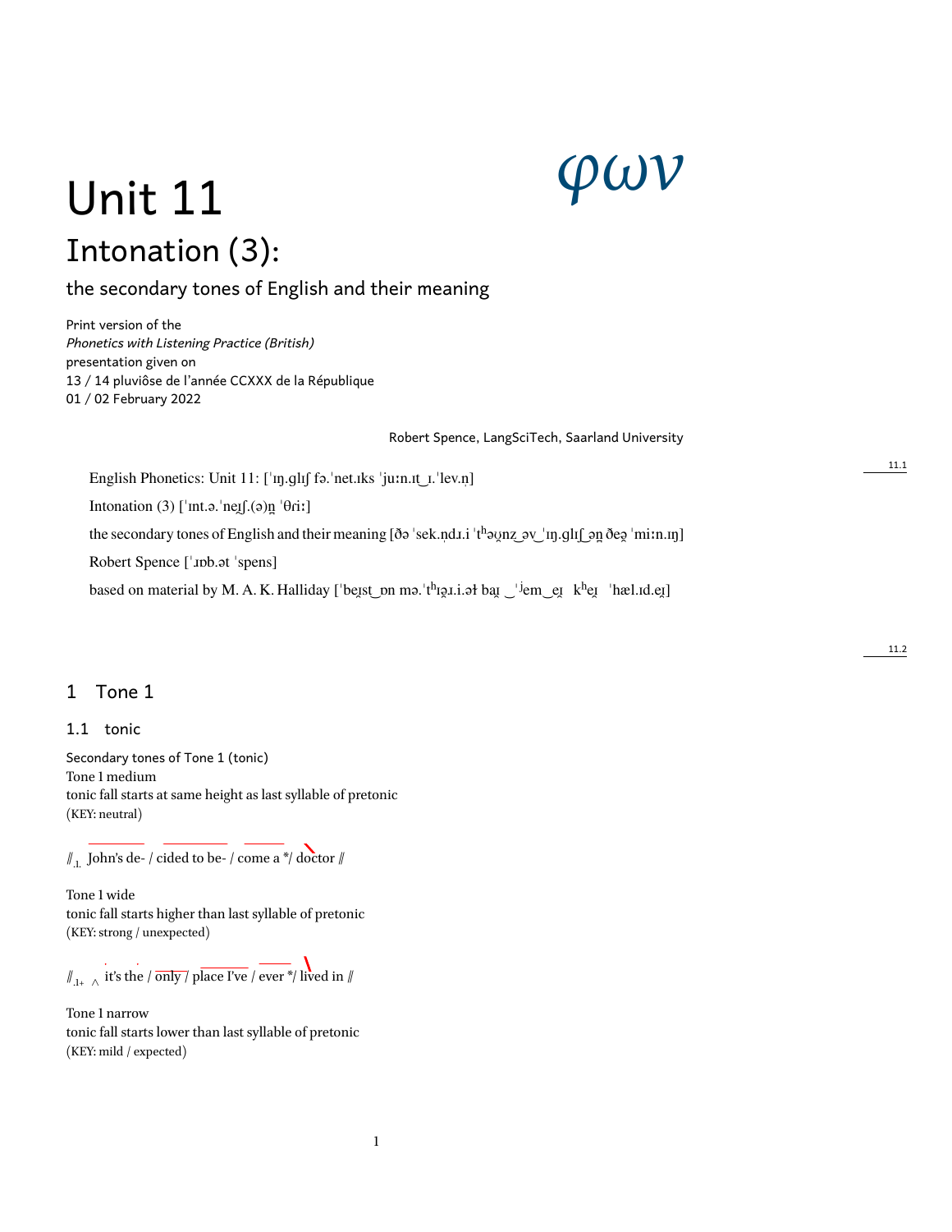# Unit 11

φων

## Intonation (3):

### the secondary tones of English and their meaning

Print version of the
*Phonetics with Listening Practice (British)*
presentation given on
13 / 14 pluviôse de l'année CCXXX de la République
01 / 02 February 2022

Robert Spence, LangSciTech, Saarland University

11.1

English Phonetics: Unit 11: [ˈɪŋ.ɡlɪʃ fə.ˈnet.ɪks ˈjuːn.ɪt‿ɪ.ˈlev.n̩]

Intonation (3) [ˈɪnt.ə.ˈneɪ̯ʃ.(ə)n̩ ˈθɾiː]

the secondary tones of English and their meaning [ðə ˈsek.n̩dɹ.i ˈtʰə̯ʊnz‿əv‿ˈɪŋ.ɡlɪʃ‿ən̪ ðeə̯ ˈmiːn.ɪŋ]

Robert Spence [ˈɹɒb.ət ˈspens]

based on material by M. A. K. Halliday [ˈbeɪ̯st‿ɒn mə.ˈtʰɪə̯ɹ.i.əɫ baɪ̯ ‿ˈʲem‿eɪ̯ kʰeɪ̯ ˈhæl.ɪd.eɪ̯]

11.2

## 1 Tone 1

### 1.1 tonic

Secondary tones of Tone 1 (tonic)
Tone 1 medium
tonic fall starts at same height as last syllable of pretonic
(KEY: neutral)

// .1. John's de- / cided to be- / come a */ doctor //

Tone 1 wide
tonic fall starts higher than last syllable of pretonic
(KEY: strong / unexpected)

// .1+ ^ it's the / only / place I've / ever */ lived in //

Tone 1 narrow
tonic fall starts lower than last syllable of pretonic
(KEY: mild / expected)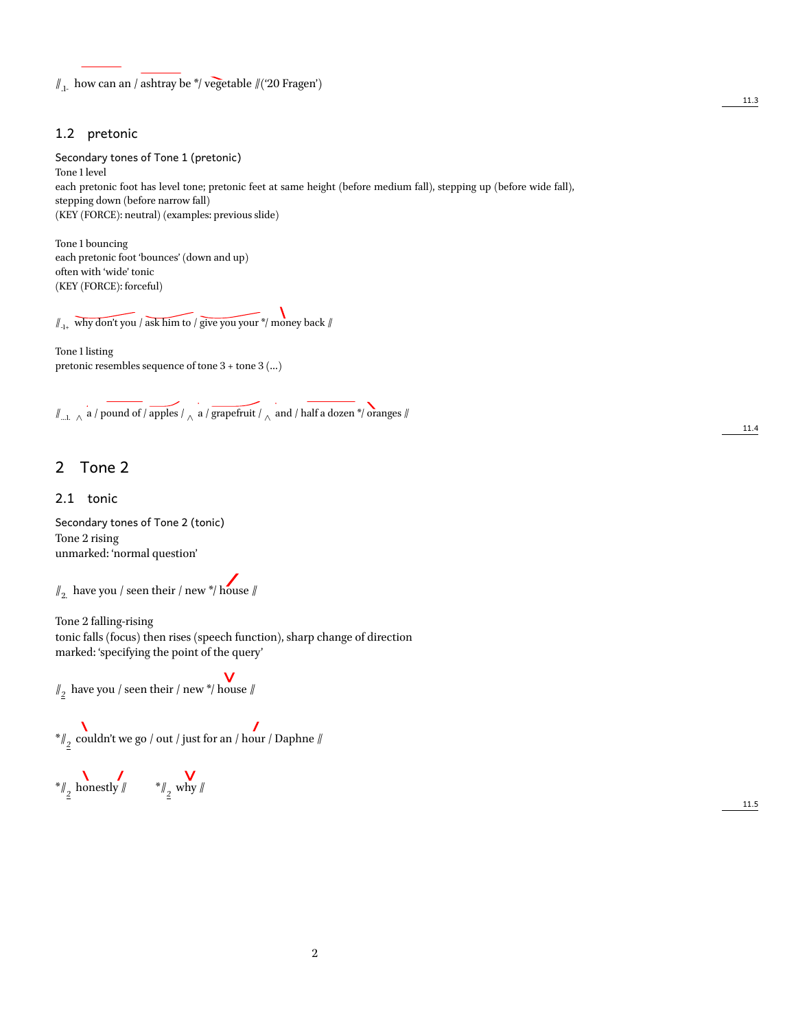// $_{.1-}$ how can an / ashtray be */ vegetable //('20 Fragen')

## 1.2 pretonic

Secondary tones of Tone 1 (pretonic)
Tone 1 level
each pretonic foot has level tone; pretonic feet at same height (before medium fall), stepping up (before wide fall), stepping down (before narrow fall)
(KEY (FORCE): neutral) (examples: previous slide)

Tone 1 bouncing
each pretonic foot 'bounces' (down and up)
often with 'wide' tonic
(KEY (FORCE): forceful)

// $_{-1+}$ why don't you / ask him to / give you your */ money back //

Tone 1 listing
pretonic resembles sequence of tone 3 + tone 3 (...)

// $_{...1.}$ ^ a / pound of / apples / ^ a / grapefruit / ^ and / half a dozen */ oranges //

# 2 Tone 2

## 2.1 tonic

Secondary tones of Tone 2 (tonic)
Tone 2 rising
unmarked: 'normal question'

// $_{2.}$ have you / seen their / new */ house //

Tone 2 falling-rising
tonic falls (focus) then rises (speech function), sharp change of direction
marked: 'specifying the point of the query'

// $_{\underline{2}}$ have you / seen their / new */ house //

*// $_{\underline{2}}$ couldn't we go / out / just for an / hour / Daphne //

*// $_{\underline{2}}$ honestly //  *// $_{\underline{2}}$ why //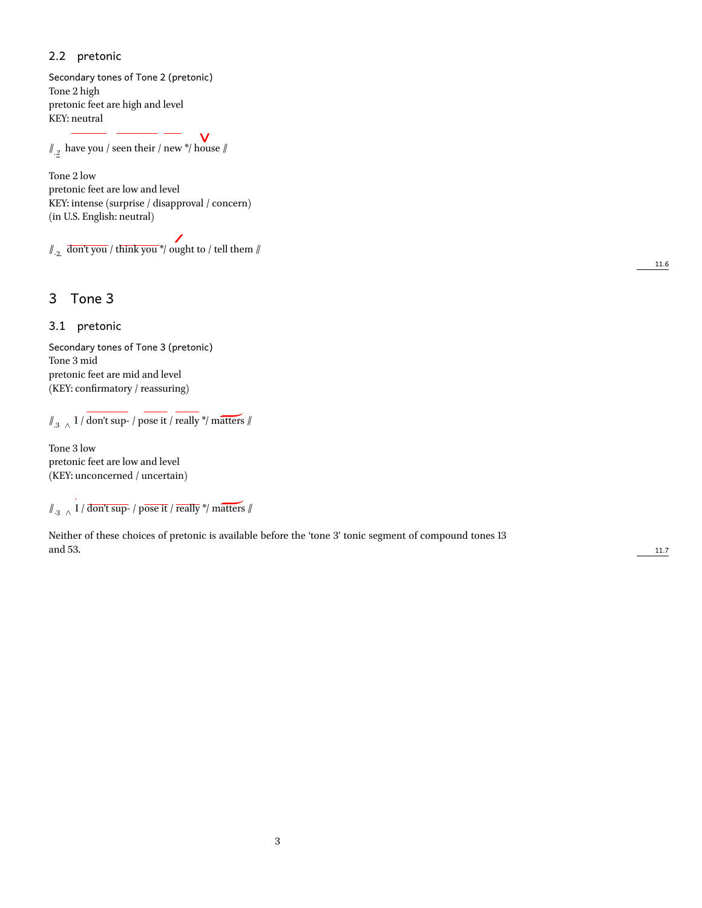### 2.2 pretonic

Secondary tones of Tone 2 (pretonic)
Tone 2 high
pretonic feet are high and level
KEY: neutral

// .2 have you / seen their / new */ house //

Tone 2 low
pretonic feet are low and level
KEY: intense (surprise / disapproval / concern)
(in U.S. English: neutral)

// -2. don't you / think you */ ought to / tell them //

11.6

## 3 Tone 3

### 3.1 pretonic

Secondary tones of Tone 3 (pretonic)
Tone 3 mid
pretonic feet are mid and level
(KEY: confirmatory / reassuring)

// .3 ^ I / don't sup- / pose it / really */ matters //

Tone 3 low
pretonic feet are low and level
(KEY: unconcerned / uncertain)

// -3 ^ I / don't sup- / pose it / really */ matters //

Neither of these choices of pretonic is available before the 'tone 3' tonic segment of compound tones 13 and 53.

11.7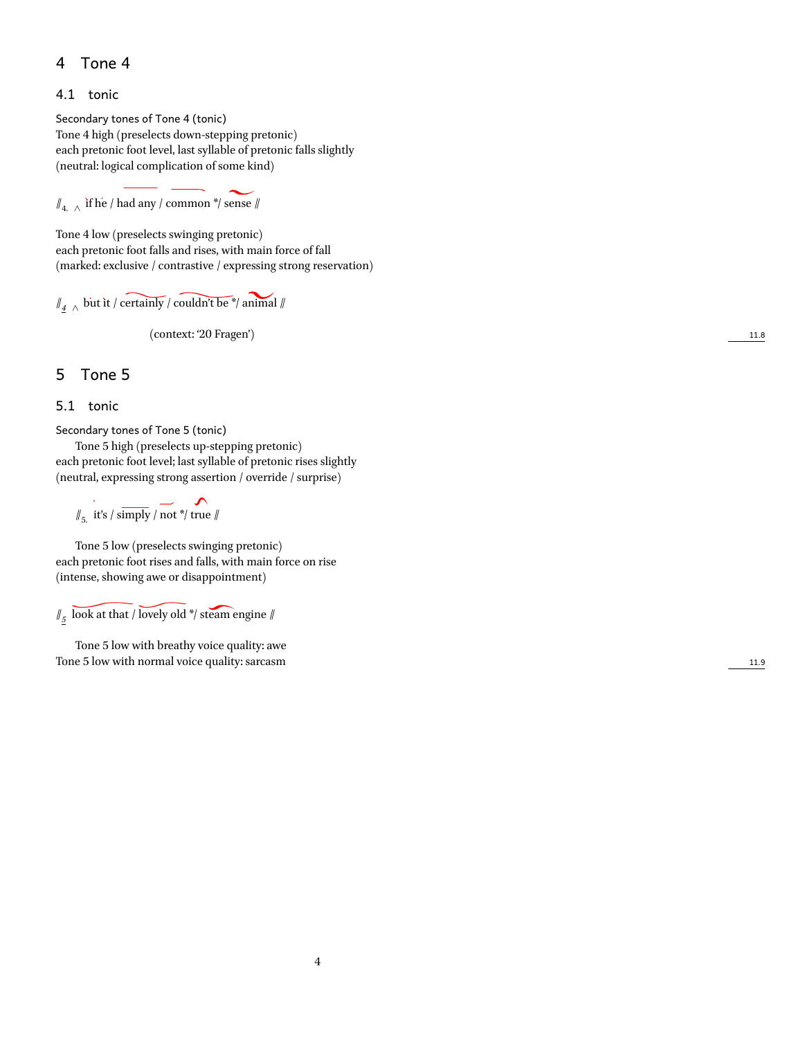# 4 Tone 4

## 4.1 tonic

Secondary tones of Tone 4 (tonic)
Tone 4 high (preselects down-stepping pretonic)
each pretonic foot level, last syllable of pretonic falls slightly
(neutral: logical complication of some kind)

// 4. ∧ if he / had any / common */ sense //

Tone 4 low (preselects swinging pretonic)
each pretonic foot falls and rises, with main force of fall
(marked: exclusive / contrastive / expressing strong reservation)

// 4 ∧ but it / certainly / couldn't be */ animal //

(context: '20 Fragen')

11.8

# 5 Tone 5

## 5.1 tonic

Secondary tones of Tone 5 (tonic)
Tone 5 high (preselects up-stepping pretonic)
each pretonic foot level; last syllable of pretonic rises slightly
(neutral, expressing strong assertion / override / surprise)

// 5. it's / simply / not */ true //

Tone 5 low (preselects swinging pretonic)
each pretonic foot rises and falls, with main force on rise
(intense, showing awe or disappointment)

// 5 look at that / lovely old */ steam engine //

Tone 5 low with breathy voice quality: awe
Tone 5 low with normal voice quality: sarcasm

11.9